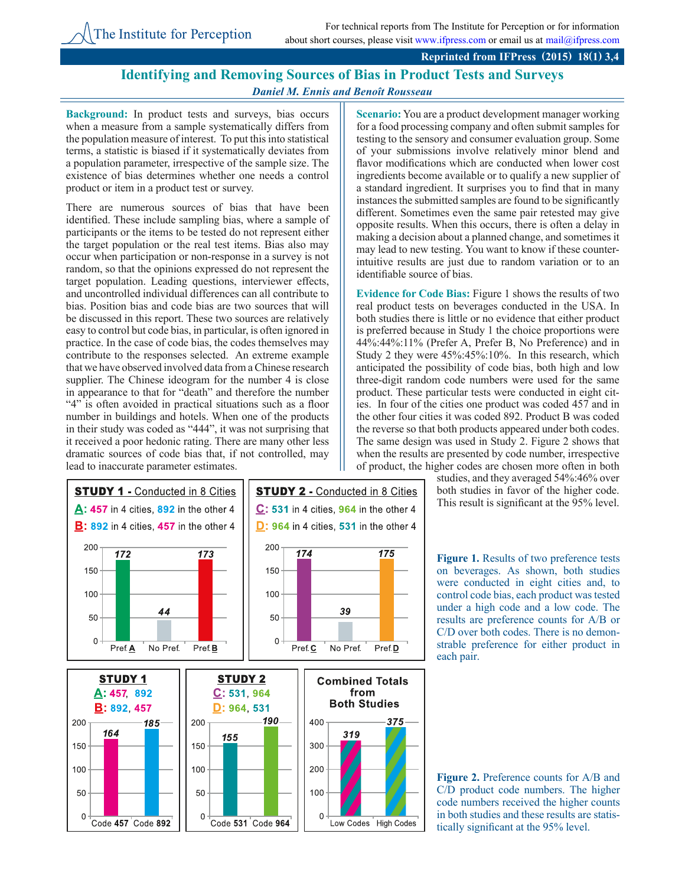The Institute for Perception

For technical reports from The Institute for Perception or for information about short courses, please visit www.ifpress.com or email us at mail@ifpress.com

**Reprinted from IFPress (2015) 18(1) 3,4**

# Identifying and Removing Sources of Bias in Product Tests and Surveys

***Daniel M. Ennis and Benoît Rousseau***

**Background:** In product tests and surveys, bias occurs when a measure from a sample systematically differs from the population measure of interest. To put this into statistical terms, a statistic is biased if it systematically deviates from a population parameter, irrespective of the sample size. The existence of bias determines whether one needs a control product or item in a product test or survey.

There are numerous sources of bias that have been identified. These include sampling bias, where a sample of participants or the items to be tested do not represent either the target population or the real test items. Bias also may occur when participation or non-response in a survey is not random, so that the opinions expressed do not represent the target population. Leading questions, interviewer effects, and uncontrolled individual differences can all contribute to bias. Position bias and code bias are two sources that will be discussed in this report. These two sources are relatively easy to control but code bias, in particular, is often ignored in practice. In the case of code bias, the codes themselves may contribute to the responses selected. An extreme example that we have observed involved data from a Chinese research supplier. The Chinese ideogram for the number 4 is close in appearance to that for "death" and therefore the number "4" is often avoided in practical situations such as a floor number in buildings and hotels. When one of the products in their study was coded as "444", it was not surprising that it received a poor hedonic rating. There are many other less dramatic sources of code bias that, if not controlled, may lead to inaccurate parameter estimates.

**Scenario:** You are a product development manager working for a food processing company and often submit samples for testing to the sensory and consumer evaluation group. Some of your submissions involve relatively minor blend and flavor modifications which are conducted when lower cost ingredients become available or to qualify a new supplier of a standard ingredient. It surprises you to find that in many instances the submitted samples are found to be significantly different. Sometimes even the same pair retested may give opposite results. When this occurs, there is often a delay in making a decision about a planned change, and sometimes it may lead to new testing. You want to know if these counter-intuitive results are just due to random variation or to an identifiable source of bias.

**Evidence for Code Bias:** Figure 1 shows the results of two real product tests on beverages conducted in the USA. In both studies there is little or no evidence that either product is preferred because in Study 1 the choice proportions were 44%:44%:11% (Prefer A, Prefer B, No Preference) and in Study 2 they were 45%:45%:10%. In this research, which anticipated the possibility of code bias, both high and low three-digit random code numbers were used for the same product. These particular tests were conducted in eight cities. In four of the cities one product was coded 457 and in the other four cities it was coded 892. Product B was coded the reverse so that both products appeared under both codes. The same design was used in Study 2. Figure 2 shows that when the results are presented by code number, irrespective of product, the higher codes are chosen more often in both studies, and they averaged 54%:46% over both studies in favor of the higher code. This result is significant at the 95% level.

**STUDY 1 - Conducted in 8 Cities**
A: 457 in 4 cities, 892 in the other 4
B: 892 in 4 cities, 457 in the other 4

| | Pref. A | No Pref. | Pref. B |
|---|---|---|---|
| Count | 172 | 44 | 173 |

**STUDY 2 - Conducted in 8 Cities**
C: 531 in 4 cities, 964 in the other 4
D: 964 in 4 cities, 531 in the other 4

| | Pref. C | No Pref. | Pref. D |
|---|---|---|---|
| Count | 174 | 39 | 175 |

**Figure 1.** Results of two preference tests on beverages. As shown, both studies were conducted in eight cities and, to control code bias, each product was tested under a high code and a low code. The results are preference counts for A/B or C/D over both codes. There is no demonstrable preference for either product in each pair.

**STUDY 1** (A: 457, 892; B: 892, 457)

| Code 457 | Code 892 |
|---|---|
| 164 | 185 |

**STUDY 2** (C: 531, 964; D: 964, 531)

| Code 531 | Code 964 |
|---|---|
| 155 | 190 |

**Combined Totals from Both Studies**

| Low Codes | High Codes |
|---|---|
| 319 | 375 |

**Figure 2.** Preference counts for A/B and C/D product code numbers. The higher code numbers received the higher counts in both studies and these results are statistically significant at the 95% level.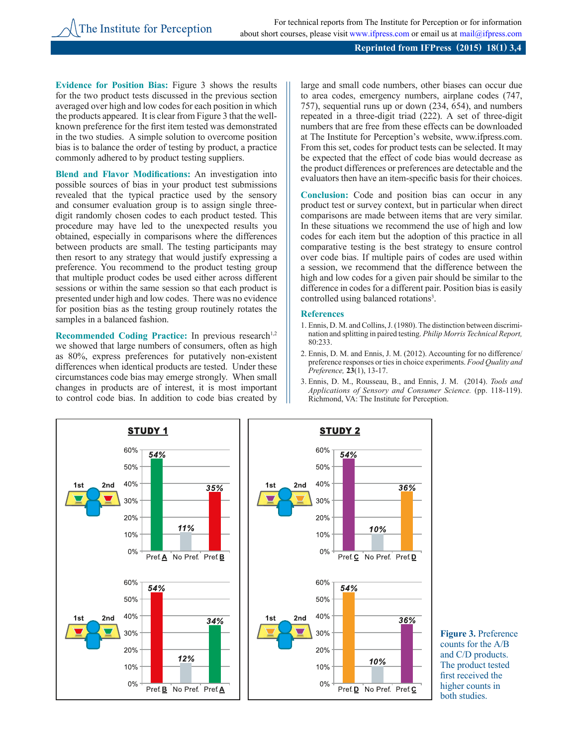**Evidence for Position Bias:** Figure 3 shows the results for the two product tests discussed in the previous section averaged over high and low codes for each position in which the products appeared. It is clear from Figure 3 that the well-known preference for the first item tested was demonstrated in the two studies. A simple solution to overcome position bias is to balance the order of testing by product, a practice commonly adhered to by product testing suppliers.

**Blend and Flavor Modifications:** An investigation into possible sources of bias in your product test submissions revealed that the typical practice used by the sensory and consumer evaluation group is to assign single three-digit randomly chosen codes to each product tested. This procedure may have led to the unexpected results you obtained, especially in comparisons where the differences between products are small. The testing participants may then resort to any strategy that would justify expressing a preference. You recommend to the product testing group that multiple product codes be used either across different sessions or within the same session so that each product is presented under high and low codes. There was no evidence for position bias as the testing group routinely rotates the samples in a balanced fashion.

**Recommended Coding Practice:** In previous research[1,2] we showed that large numbers of consumers, often as high as 80%, express preferences for putatively non-existent differences when identical products are tested. Under these circumstances code bias may emerge strongly. When small changes in products are of interest, it is most important to control code bias. In addition to code bias created by large and small code numbers, other biases can occur due to area codes, emergency numbers, airplane codes (747, 757), sequential runs up or down (234, 654), and numbers repeated in a three-digit triad (222). A set of three-digit numbers that are free from these effects can be downloaded at The Institute for Perception's website, www.ifpress.com. From this set, codes for product tests can be selected. It may be expected that the effect of code bias would decrease as the product differences or preferences are detectable and the evaluators then have an item-specific basis for their choices.

**Conclusion:** Code and position bias can occur in any product test or survey context, but in particular when direct comparisons are made between items that are very similar. In these situations we recommend the use of high and low codes for each item but the adoption of this practice in all comparative testing is the best strategy to ensure control over code bias. If multiple pairs of codes are used within a session, we recommend that the difference between the high and low codes for a given pair should be similar to the difference in codes for a different pair. Position bias is easily controlled using balanced rotations[3].

## References

1. Ennis, D. M. and Collins, J. (1980). The distinction between discrimination and splitting in paired testing. *Philip Morris Technical Report,* 80:233.
2. Ennis, D. M. and Ennis, J. M. (2012). Accounting for no difference/preference responses or ties in choice experiments. *Food Quality and Preference,* **23**(1), 13-17.
3. Ennis, D. M., Rousseau, B., and Ennis, J. M. (2014). *Tools and Applications of Sensory and Consumer Science.* (pp. 118-119). Richmond, VA: The Institute for Perception.

**STUDY 1**

1st 2nd

0% 10% 20% 30% 40% 50% 60%

54% 11% 35%

Pref. A No Pref. Pref. B

1st 2nd

54% 12% 34%

Pref. B No Pref. Pref. A

**STUDY 2**

1st 2nd

54% 10% 36%

Pref. C No Pref. Pref. D

1st 2nd

54% 10% 36%

Pref. D No Pref. Pref. C

**Figure 3.** Preference counts for the A/B and C/D products. The product tested first received the higher counts in both studies.